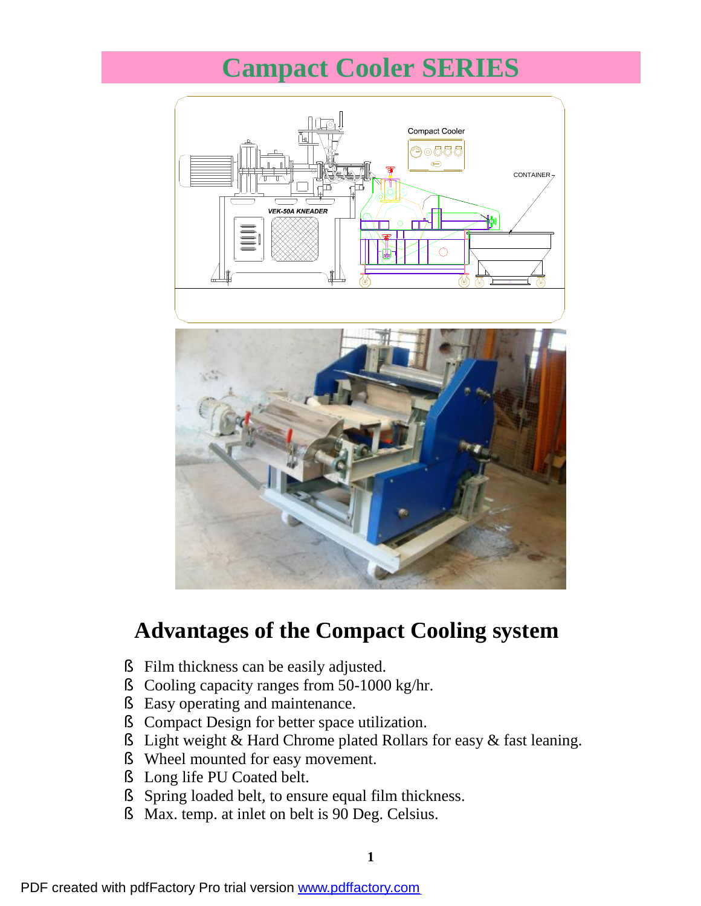# Campact Cooler SERIES

## Advantages of the Compact Cooling system

- Film thickness can be easily adjusted.
- Cooling capacity ranges from 50-1000 kg/hr.
- Easy operating and maintenance.
- Compact Design for better space utilization.
- Light weight & Hard Chrome plated Rollars for easy & fast leaning.
- Wheel mounted for easy movement.
- Long life PU Coated belt.
- Spring loaded belt, to ensure equal film thickness.
- Max. temp. at inlet on belt is 90 Deg. Celsius.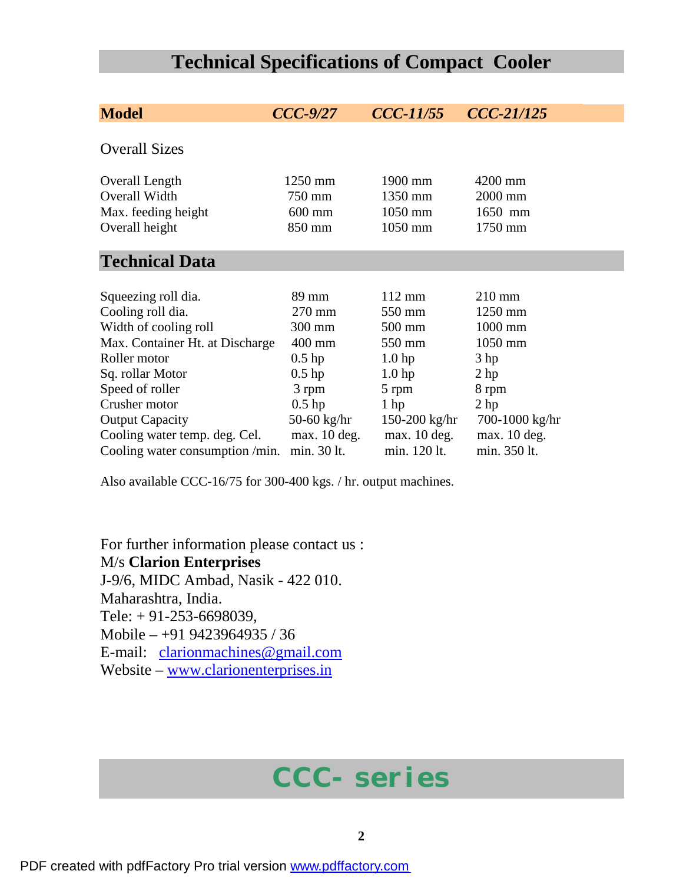# Technical Specifications of Compact Cooler

| **Model** | ***CCC-9/27*** | ***CCC-11/55*** | ***CCC-21/125*** |
|---|---|---|---|
| Overall Sizes | | | |
| Overall Length | 1250 mm | 1900 mm | 4200 mm |
| Overall Width | 750 mm | 1350 mm | 2000 mm |
| Max. feeding height | 600 mm | 1050 mm | 1650 mm |
| Overall height | 850 mm | 1050 mm | 1750 mm |

## Technical Data

| | | | |
|---|---|---|---|
| Squeezing roll dia. | 89 mm | 112 mm | 210 mm |
| Cooling roll dia. | 270 mm | 550 mm | 1250 mm |
| Width of cooling roll | 300 mm | 500 mm | 1000 mm |
| Max. Container Ht. at Discharge | 400 mm | 550 mm | 1050 mm |
| Roller motor | 0.5 hp | 1.0 hp | 3 hp |
| Sq. rollar Motor | 0.5 hp | 1.0 hp | 2 hp |
| Speed of roller | 3 rpm | 5 rpm | 8 rpm |
| Crusher motor | 0.5 hp | 1 hp | 2 hp |
| Output Capacity | 50-60 kg/hr | 150-200 kg/hr | 700-1000 kg/hr |
| Cooling water temp. deg. Cel. | max. 10 deg. | max. 10 deg. | max. 10 deg. |
| Cooling water consumption /min. | min. 30 lt. | min. 120 lt. | min. 350 lt. |

Also available CCC-16/75 for 300-400 kgs. / hr. output machines.

For further information please contact us :
M/s **Clarion Enterprises**
J-9/6, MIDC Ambad, Nasik - 422 010.
Maharashtra, India.
Tele: + 91-253-6698039,
Mobile – +91 9423964935 / 36
E-mail: clarionmachines@gmail.com
Website – www.clarionenterprises.in

# CCC- series